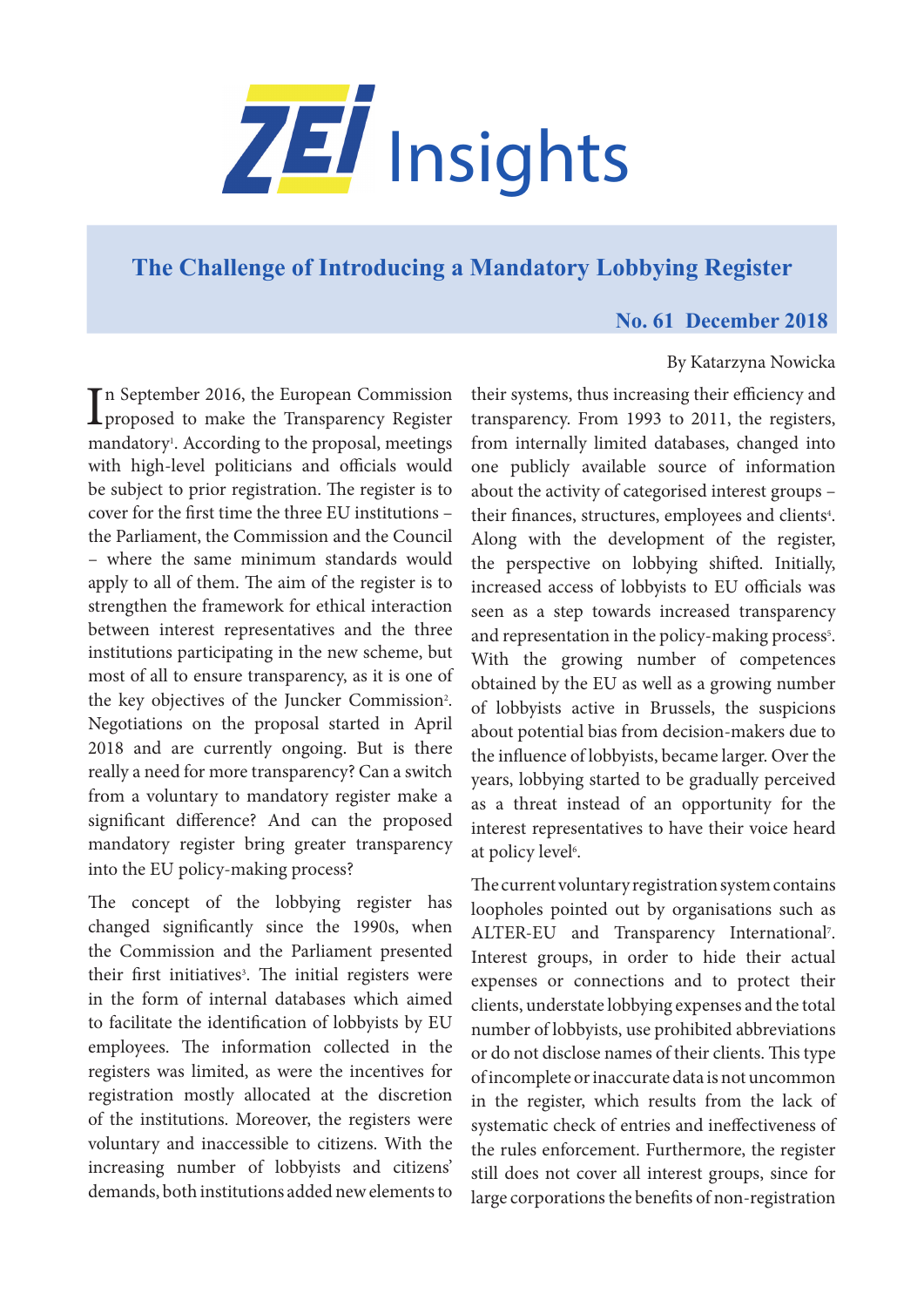# ZEI Insights

## The Challenge of Introducing a Mandatory Lobbying Register

**No. 61 December 2018**

By Katarzyna Nowicka

In September 2016, the European Commission proposed to make the Transparency Register mandatory[1]. According to the proposal, meetings with high-level politicians and officials would be subject to prior registration. The register is to cover for the first time the three EU institutions – the Parliament, the Commission and the Council – where the same minimum standards would apply to all of them. The aim of the register is to strengthen the framework for ethical interaction between interest representatives and the three institutions participating in the new scheme, but most of all to ensure transparency, as it is one of the key objectives of the Juncker Commission[2]. Negotiations on the proposal started in April 2018 and are currently ongoing. But is there really a need for more transparency? Can a switch from a voluntary to mandatory register make a significant difference? And can the proposed mandatory register bring greater transparency into the EU policy-making process?

The concept of the lobbying register has changed significantly since the 1990s, when the Commission and the Parliament presented their first initiatives[3]. The initial registers were in the form of internal databases which aimed to facilitate the identification of lobbyists by EU employees. The information collected in the registers was limited, as were the incentives for registration mostly allocated at the discretion of the institutions. Moreover, the registers were voluntary and inaccessible to citizens. With the increasing number of lobbyists and citizens' demands, both institutions added new elements to their systems, thus increasing their efficiency and transparency. From 1993 to 2011, the registers, from internally limited databases, changed into one publicly available source of information about the activity of categorised interest groups – their finances, structures, employees and clients[4]. Along with the development of the register, the perspective on lobbying shifted. Initially, increased access of lobbyists to EU officials was seen as a step towards increased transparency and representation in the policy-making process[5]. With the growing number of competences obtained by the EU as well as a growing number of lobbyists active in Brussels, the suspicions about potential bias from decision-makers due to the influence of lobbyists, became larger. Over the years, lobbying started to be gradually perceived as a threat instead of an opportunity for the interest representatives to have their voice heard at policy level[6].

The current voluntary registration system contains loopholes pointed out by organisations such as ALTER-EU and Transparency International[7]. Interest groups, in order to hide their actual expenses or connections and to protect their clients, understate lobbying expenses and the total number of lobbyists, use prohibited abbreviations or do not disclose names of their clients. This type of incomplete or inaccurate data is not uncommon in the register, which results from the lack of systematic check of entries and ineffectiveness of the rules enforcement. Furthermore, the register still does not cover all interest groups, since for large corporations the benefits of non-registration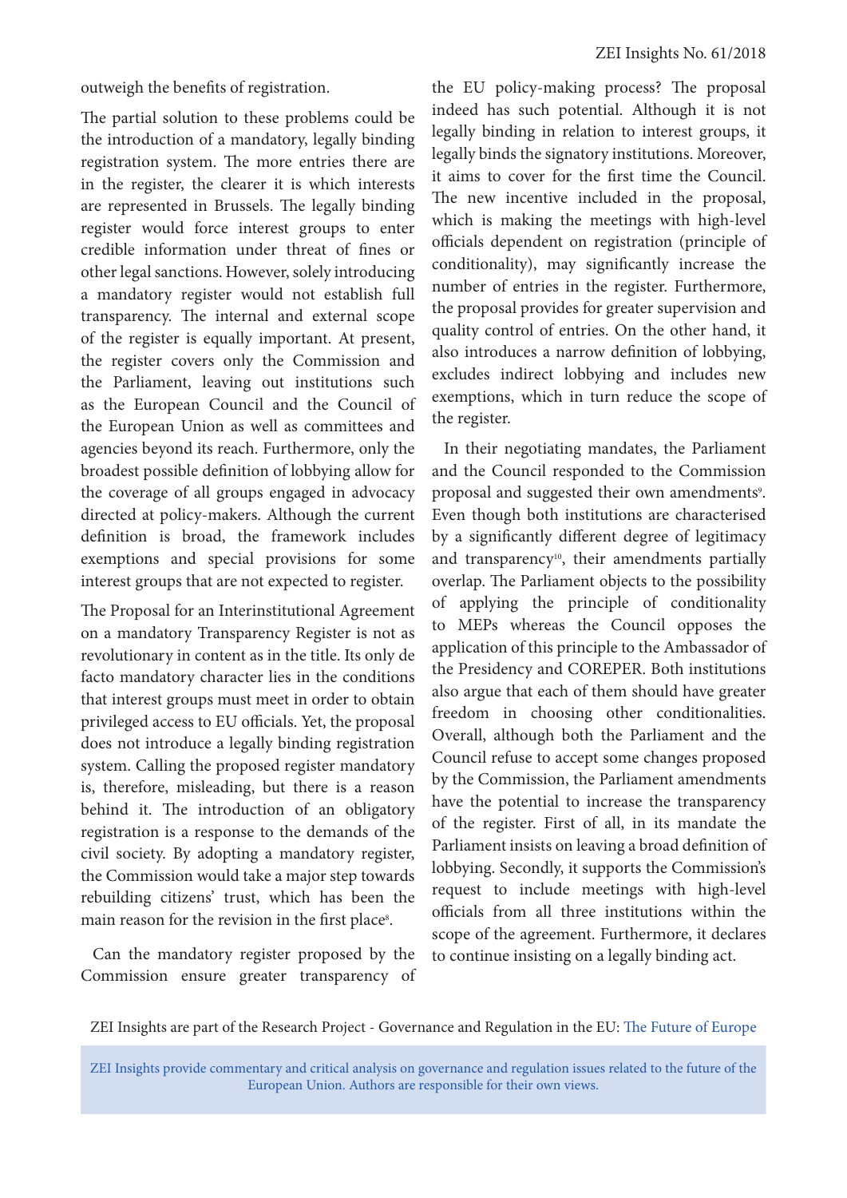outweigh the benefits of registration.

The partial solution to these problems could be the introduction of a mandatory, legally binding registration system. The more entries there are in the register, the clearer it is which interests are represented in Brussels. The legally binding register would force interest groups to enter credible information under threat of fines or other legal sanctions. However, solely introducing a mandatory register would not establish full transparency. The internal and external scope of the register is equally important. At present, the register covers only the Commission and the Parliament, leaving out institutions such as the European Council and the Council of the European Union as well as committees and agencies beyond its reach. Furthermore, only the broadest possible definition of lobbying allow for the coverage of all groups engaged in advocacy directed at policy-makers. Although the current definition is broad, the framework includes exemptions and special provisions for some interest groups that are not expected to register.

The Proposal for an Interinstitutional Agreement on a mandatory Transparency Register is not as revolutionary in content as in the title. Its only de facto mandatory character lies in the conditions that interest groups must meet in order to obtain privileged access to EU officials. Yet, the proposal does not introduce a legally binding registration system. Calling the proposed register mandatory is, therefore, misleading, but there is a reason behind it. The introduction of an obligatory registration is a response to the demands of the civil society. By adopting a mandatory register, the Commission would take a major step towards rebuilding citizens' trust, which has been the main reason for the revision in the first place[8].

Can the mandatory register proposed by the Commission ensure greater transparency of the EU policy-making process? The proposal indeed has such potential. Although it is not legally binding in relation to interest groups, it legally binds the signatory institutions. Moreover, it aims to cover for the first time the Council. The new incentive included in the proposal, which is making the meetings with high-level officials dependent on registration (principle of conditionality), may significantly increase the number of entries in the register. Furthermore, the proposal provides for greater supervision and quality control of entries. On the other hand, it also introduces a narrow definition of lobbying, excludes indirect lobbying and includes new exemptions, which in turn reduce the scope of the register.

In their negotiating mandates, the Parliament and the Council responded to the Commission proposal and suggested their own amendments[9]. Even though both institutions are characterised by a significantly different degree of legitimacy and transparency[10], their amendments partially overlap. The Parliament objects to the possibility of applying the principle of conditionality to MEPs whereas the Council opposes the application of this principle to the Ambassador of the Presidency and COREPER. Both institutions also argue that each of them should have greater freedom in choosing other conditionalities. Overall, although both the Parliament and the Council refuse to accept some changes proposed by the Commission, the Parliament amendments have the potential to increase the transparency of the register. First of all, in its mandate the Parliament insists on leaving a broad definition of lobbying. Secondly, it supports the Commission's request to include meetings with high-level officials from all three institutions within the scope of the agreement. Furthermore, it declares to continue insisting on a legally binding act.

ZEI Insights are part of the Research Project - Governance and Regulation in the EU: The Future of Europe

ZEI Insights provide commentary and critical analysis on governance and regulation issues related to the future of the European Union. Authors are responsible for their own views.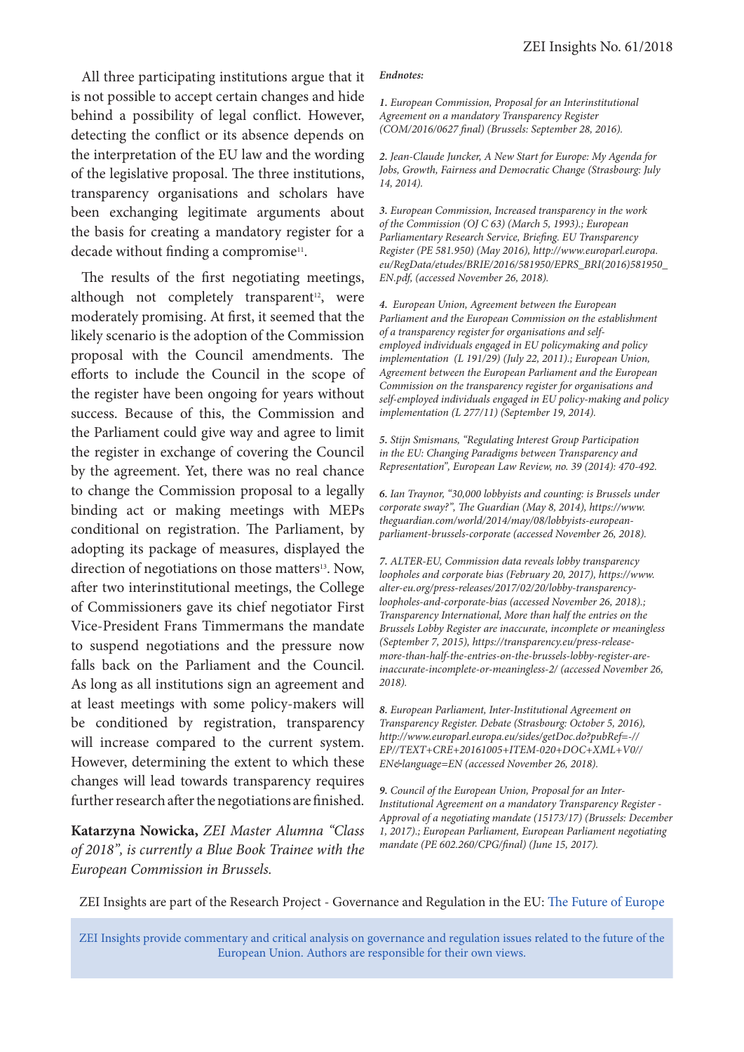All three participating institutions argue that it is not possible to accept certain changes and hide behind a possibility of legal conflict. However, detecting the conflict or its absence depends on the interpretation of the EU law and the wording of the legislative proposal. The three institutions, transparency organisations and scholars have been exchanging legitimate arguments about the basis for creating a mandatory register for a decade without finding a compromise[11].

The results of the first negotiating meetings, although not completely transparent[12], were moderately promising. At first, it seemed that the likely scenario is the adoption of the Commission proposal with the Council amendments. The efforts to include the Council in the scope of the register have been ongoing for years without success. Because of this, the Commission and the Parliament could give way and agree to limit the register in exchange of covering the Council by the agreement. Yet, there was no real chance to change the Commission proposal to a legally binding act or making meetings with MEPs conditional on registration. The Parliament, by adopting its package of measures, displayed the direction of negotiations on those matters[13]. Now, after two interinstitutional meetings, the College of Commissioners gave its chief negotiator First Vice-President Frans Timmermans the mandate to suspend negotiations and the pressure now falls back on the Parliament and the Council. As long as all institutions sign an agreement and at least meetings with some policy-makers will be conditioned by registration, transparency will increase compared to the current system. However, determining the extent to which these changes will lead towards transparency requires further research after the negotiations are finished.

**Katarzyna Nowicka,** *ZEI Master Alumna "Class of 2018", is currently a Blue Book Trainee with the European Commission in Brussels.*

***Endnotes:***

*1. European Commission, Proposal for an Interinstitutional Agreement on a mandatory Transparency Register (COM/2016/0627 final) (Brussels: September 28, 2016).*

*2. Jean-Claude Juncker, A New Start for Europe: My Agenda for Jobs, Growth, Fairness and Democratic Change (Strasbourg: July 14, 2014).*

*3. European Commission, Increased transparency in the work of the Commission (OJ C 63) (March 5, 1993).; European Parliamentary Research Service, Briefing. EU Transparency Register (PE 581.950) (May 2016), http://www.europarl.europa.eu/RegData/etudes/BRIE/2016/581950/EPRS_BRI(2016)581950_EN.pdf, (accessed November 26, 2018).*

*4. European Union, Agreement between the European Parliament and the European Commission on the establishment of a transparency register for organisations and self-employed individuals engaged in EU policymaking and policy implementation (L 191/29) (July 22, 2011).; European Union, Agreement between the European Parliament and the European Commission on the transparency register for organisations and self-employed individuals engaged in EU policy-making and policy implementation (L 277/11) (September 19, 2014).*

*5. Stijn Smismans, "Regulating Interest Group Participation in the EU: Changing Paradigms between Transparency and Representation", European Law Review, no. 39 (2014): 470-492.*

*6. Ian Traynor, "30,000 lobbyists and counting: is Brussels under corporate sway?", The Guardian (May 8, 2014), https://www.theguardian.com/world/2014/may/08/lobbyists-european-parliament-brussels-corporate (accessed November 26, 2018).*

*7. ALTER-EU, Commission data reveals lobby transparency loopholes and corporate bias (February 20, 2017), https://www.alter-eu.org/press-releases/2017/02/20/lobby-transparency-loopholes-and-corporate-bias (accessed November 26, 2018).; Transparency International, More than half the entries on the Brussels Lobby Register are inaccurate, incomplete or meaningless (September 7, 2015), https://transparency.eu/press-release-more-than-half-the-entries-on-the-brussels-lobby-register-are-inaccurate-incomplete-or-meaningless-2/ (accessed November 26, 2018).*

*8. European Parliament, Inter-Institutional Agreement on Transparency Register. Debate (Strasbourg: October 5, 2016), http://www.europarl.europa.eu/sides/getDoc.do?pubRef=-//EP//TEXT+CRE+20161005+ITEM-020+DOC+XML+V0//EN&language=EN (accessed November 26, 2018).*

*9. Council of the European Union, Proposal for an Inter-Institutional Agreement on a mandatory Transparency Register - Approval of a negotiating mandate (15173/17) (Brussels: December 1, 2017).; European Parliament, European Parliament negotiating mandate (PE 602.260/CPG/final) (June 15, 2017).*

ZEI Insights are part of the Research Project - Governance and Regulation in the EU: The Future of Europe

ZEI Insights provide commentary and critical analysis on governance and regulation issues related to the future of the European Union. Authors are responsible for their own views.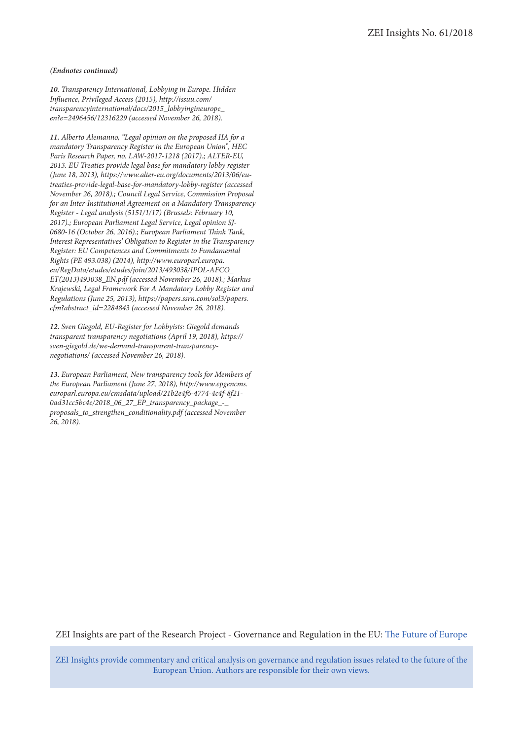***(Endnotes continued)***

***10.*** *Transparency International, Lobbying in Europe. Hidden Influence, Privileged Access (2015), http://issuu.com/transparencyinternational/docs/2015_lobbyingineurope_en?e=2496456/12316229 (accessed November 26, 2018).*

***11.*** *Alberto Alemanno, "Legal opinion on the proposed IIA for a mandatory Transparency Register in the European Union", HEC Paris Research Paper, no. LAW-2017-1218 (2017).; ALTER-EU, 2013. EU Treaties provide legal base for mandatory lobby register (June 18, 2013), https://www.alter-eu.org/documents/2013/06/eu-treaties-provide-legal-base-for-mandatory-lobby-register (accessed November 26, 2018).; Council Legal Service, Commission Proposal for an Inter-Institutional Agreement on a Mandatory Transparency Register - Legal analysis (5151/1/17) (Brussels: February 10, 2017).; European Parliament Legal Service, Legal opinion SJ-0680-16 (October 26, 2016).; European Parliament Think Tank, Interest Representatives' Obligation to Register in the Transparency Register: EU Competences and Commitments to Fundamental Rights (PE 493.038) (2014), http://www.europarl.europa.eu/RegData/etudes/etudes/join/2013/493038/IPOL-AFCO_ET(2013)493038_EN.pdf (accessed November 26, 2018).; Markus Krajewski, Legal Framework For A Mandatory Lobby Register and Regulations (June 25, 2013), https://papers.ssrn.com/sol3/papers.cfm?abstract_id=2284843 (accessed November 26, 2018).*

***12.*** *Sven Giegold, EU-Register for Lobbyists: Giegold demands transparent transparency negotiations (April 19, 2018), https://sven-giegold.de/we-demand-transparent-transparency-negotiations/ (accessed November 26, 2018).*

***13.*** *European Parliament, New transparency tools for Members of the European Parliament (June 27, 2018), http://www.epgencms.europarl.europa.eu/cmsdata/upload/21b2e4f6-4774-4c4f-8f21-0ad31cc5bc4e/2018_06_27_EP_transparency_package_-_proposals_to_strengthen_conditionality.pdf (accessed November 26, 2018).*

ZEI Insights are part of the Research Project - Governance and Regulation in the EU: The Future of Europe

ZEI Insights provide commentary and critical analysis on governance and regulation issues related to the future of the European Union. Authors are responsible for their own views.